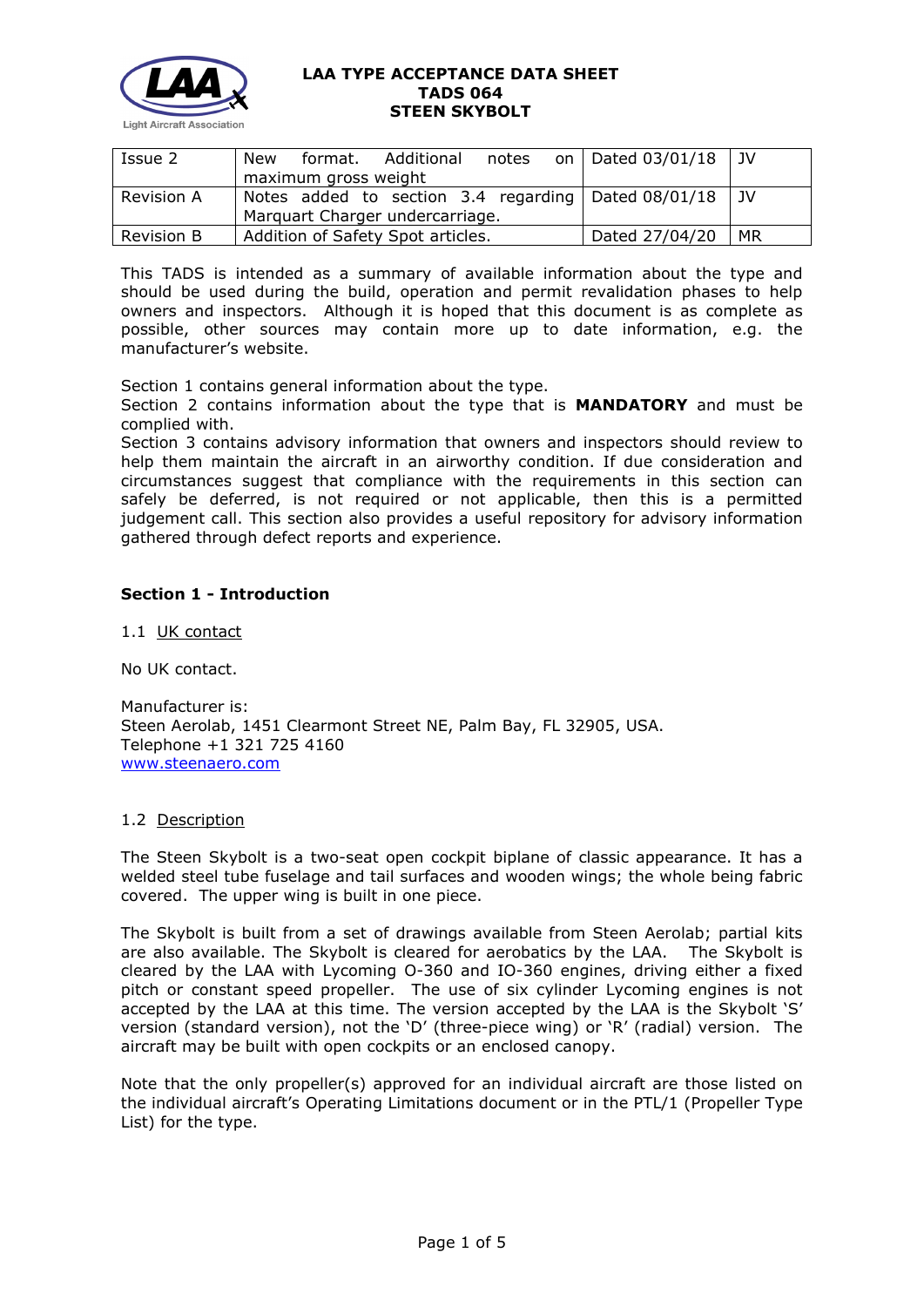**LAA TYPE ACCEPTANCE DATA SHEET**
**TADS 064**
**STEEN SKYBOLT**

| Issue 2 | New format. Additional notes on maximum gross weight | Dated 03/01/18 | JV |
|---|---|---|---|
| Revision A | Notes added to section 3.4 regarding Marquart Charger undercarriage. | Dated 08/01/18 | JV |
| Revision B | Addition of Safety Spot articles. | Dated 27/04/20 | MR |

This TADS is intended as a summary of available information about the type and should be used during the build, operation and permit revalidation phases to help owners and inspectors. Although it is hoped that this document is as complete as possible, other sources may contain more up to date information, e.g. the manufacturer's website.

Section 1 contains general information about the type.
Section 2 contains information about the type that is **MANDATORY** and must be complied with.
Section 3 contains advisory information that owners and inspectors should review to help them maintain the aircraft in an airworthy condition. If due consideration and circumstances suggest that compliance with the requirements in this section can safely be deferred, is not required or not applicable, then this is a permitted judgement call. This section also provides a useful repository for advisory information gathered through defect reports and experience.

## Section 1 - Introduction

### 1.1 UK contact

No UK contact.

Manufacturer is:
Steen Aerolab, 1451 Clearmont Street NE, Palm Bay, FL 32905, USA.
Telephone +1 321 725 4160
www.steenaero.com

### 1.2 Description

The Steen Skybolt is a two-seat open cockpit biplane of classic appearance. It has a welded steel tube fuselage and tail surfaces and wooden wings; the whole being fabric covered. The upper wing is built in one piece.

The Skybolt is built from a set of drawings available from Steen Aerolab; partial kits are also available. The Skybolt is cleared for aerobatics by the LAA. The Skybolt is cleared by the LAA with Lycoming O-360 and IO-360 engines, driving either a fixed pitch or constant speed propeller. The use of six cylinder Lycoming engines is not accepted by the LAA at this time. The version accepted by the LAA is the Skybolt 'S' version (standard version), not the 'D' (three-piece wing) or 'R' (radial) version. The aircraft may be built with open cockpits or an enclosed canopy.

Note that the only propeller(s) approved for an individual aircraft are those listed on the individual aircraft's Operating Limitations document or in the PTL/1 (Propeller Type List) for the type.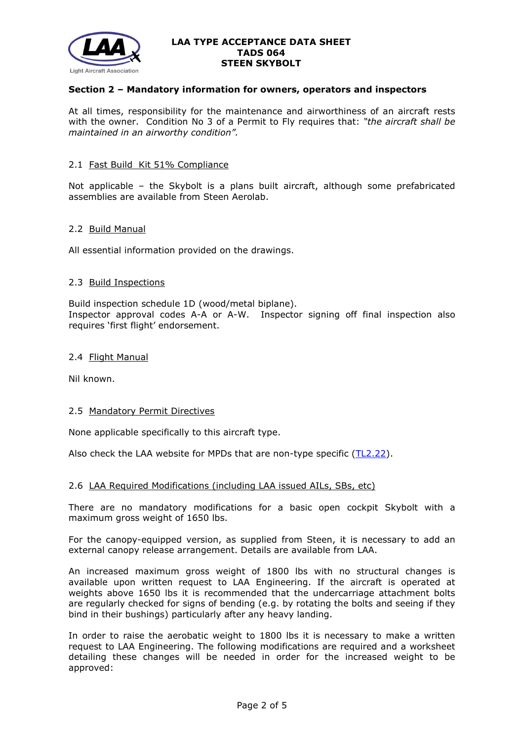## Section 2 – Mandatory information for owners, operators and inspectors

At all times, responsibility for the maintenance and airworthiness of an aircraft rests with the owner. Condition No 3 of a Permit to Fly requires that: *"the aircraft shall be maintained in an airworthy condition".*

### 2.1 Fast Build Kit 51% Compliance

Not applicable – the Skybolt is a plans built aircraft, although some prefabricated assemblies are available from Steen Aerolab.

### 2.2 Build Manual

All essential information provided on the drawings.

### 2.3 Build Inspections

Build inspection schedule 1D (wood/metal biplane).
Inspector approval codes A-A or A-W. Inspector signing off final inspection also requires 'first flight' endorsement.

### 2.4 Flight Manual

Nil known.

### 2.5 Mandatory Permit Directives

None applicable specifically to this aircraft type.

Also check the LAA website for MPDs that are non-type specific (TL2.22).

### 2.6 LAA Required Modifications (including LAA issued AILs, SBs, etc)

There are no mandatory modifications for a basic open cockpit Skybolt with a maximum gross weight of 1650 lbs.

For the canopy-equipped version, as supplied from Steen, it is necessary to add an external canopy release arrangement. Details are available from LAA.

An increased maximum gross weight of 1800 lbs with no structural changes is available upon written request to LAA Engineering. If the aircraft is operated at weights above 1650 lbs it is recommended that the undercarriage attachment bolts are regularly checked for signs of bending (e.g. by rotating the bolts and seeing if they bind in their bushings) particularly after any heavy landing.

In order to raise the aerobatic weight to 1800 lbs it is necessary to make a written request to LAA Engineering. The following modifications are required and a worksheet detailing these changes will be needed in order for the increased weight to be approved: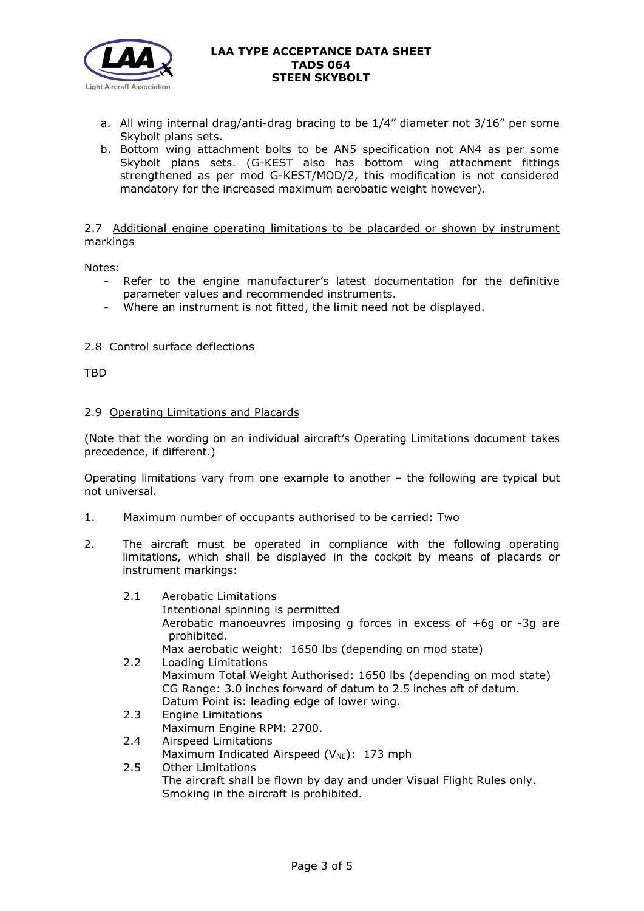a. All wing internal drag/anti-drag bracing to be 1/4” diameter not 3/16” per some Skybolt plans sets.
b. Bottom wing attachment bolts to be AN5 specification not AN4 as per some Skybolt plans sets. (G-KEST also has bottom wing attachment fittings strengthened as per mod G-KEST/MOD/2, this modification is not considered mandatory for the increased maximum aerobatic weight however).

2.7 Additional engine operating limitations to be placarded or shown by instrument markings

Notes:

- Refer to the engine manufacturer’s latest documentation for the definitive parameter values and recommended instruments.
- Where an instrument is not fitted, the limit need not be displayed.

2.8 Control surface deflections

TBD

2.9 Operating Limitations and Placards

(Note that the wording on an individual aircraft’s Operating Limitations document takes precedence, if different.)

Operating limitations vary from one example to another – the following are typical but not universal.

1. Maximum number of occupants authorised to be carried: Two

2. The aircraft must be operated in compliance with the following operating limitations, which shall be displayed in the cockpit by means of placards or instrument markings:

 2.1 Aerobatic Limitations
 Intentional spinning is permitted
 Aerobatic manoeuvres imposing g forces in excess of +6g or -3g are prohibited.
 Max aerobatic weight: 1650 lbs (depending on mod state)

 2.2 Loading Limitations
 Maximum Total Weight Authorised: 1650 lbs (depending on mod state)
 CG Range: 3.0 inches forward of datum to 2.5 inches aft of datum.
 Datum Point is: leading edge of lower wing.

 2.3 Engine Limitations
 Maximum Engine RPM: 2700.

 2.4 Airspeed Limitations
 Maximum Indicated Airspeed ($V_{NE}$): 173 mph

 2.5 Other Limitations
 The aircraft shall be flown by day and under Visual Flight Rules only.
 Smoking in the aircraft is prohibited.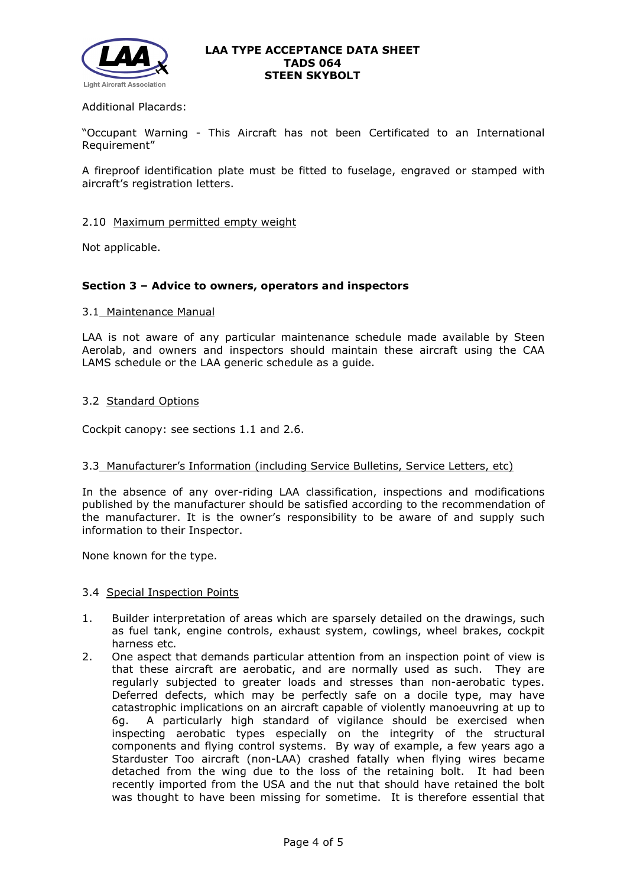Additional Placards:

"Occupant Warning - This Aircraft has not been Certificated to an International Requirement"

A fireproof identification plate must be fitted to fuselage, engraved or stamped with aircraft's registration letters.

2.10 Maximum permitted empty weight

Not applicable.

## Section 3 – Advice to owners, operators and inspectors

3.1 Maintenance Manual

LAA is not aware of any particular maintenance schedule made available by Steen Aerolab, and owners and inspectors should maintain these aircraft using the CAA LAMS schedule or the LAA generic schedule as a guide.

3.2 Standard Options

Cockpit canopy: see sections 1.1 and 2.6.

3.3 Manufacturer's Information (including Service Bulletins, Service Letters, etc)

In the absence of any over-riding LAA classification, inspections and modifications published by the manufacturer should be satisfied according to the recommendation of the manufacturer. It is the owner's responsibility to be aware of and supply such information to their Inspector.

None known for the type.

3.4 Special Inspection Points

1. Builder interpretation of areas which are sparsely detailed on the drawings, such as fuel tank, engine controls, exhaust system, cowlings, wheel brakes, cockpit harness etc.
2. One aspect that demands particular attention from an inspection point of view is that these aircraft are aerobatic, and are normally used as such. They are regularly subjected to greater loads and stresses than non-aerobatic types. Deferred defects, which may be perfectly safe on a docile type, may have catastrophic implications on an aircraft capable of violently manoeuvring at up to 6g. A particularly high standard of vigilance should be exercised when inspecting aerobatic types especially on the integrity of the structural components and flying control systems. By way of example, a few years ago a Starduster Too aircraft (non-LAA) crashed fatally when flying wires became detached from the wing due to the loss of the retaining bolt. It had been recently imported from the USA and the nut that should have retained the bolt was thought to have been missing for sometime. It is therefore essential that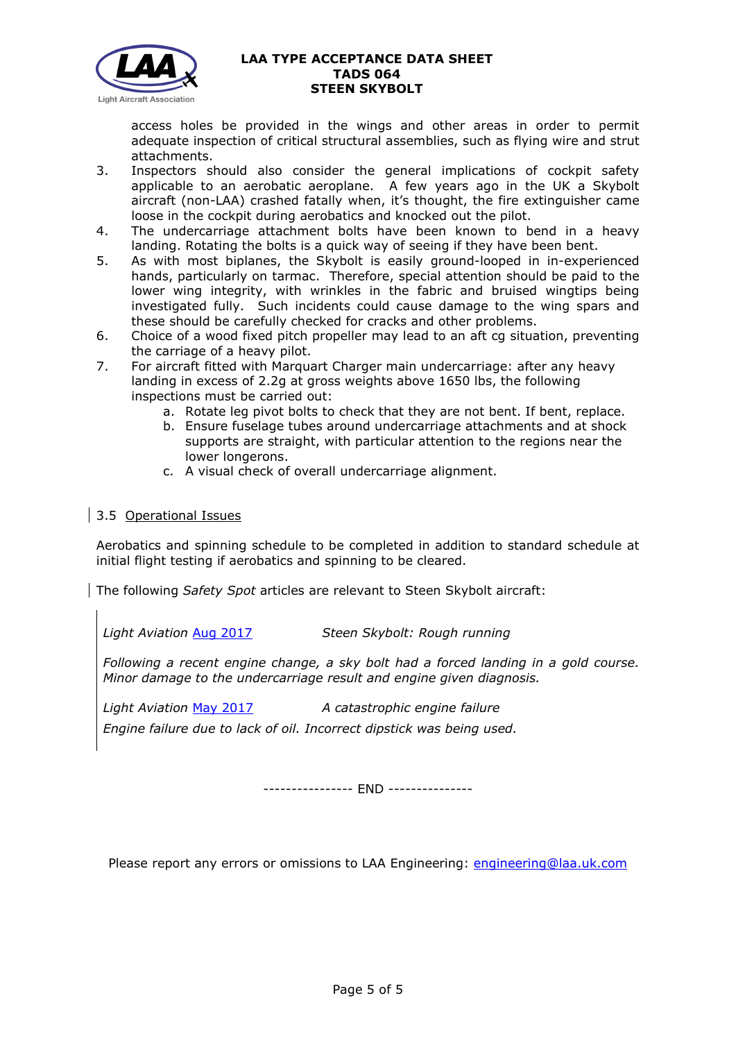access holes be provided in the wings and other areas in order to permit adequate inspection of critical structural assemblies, such as flying wire and strut attachments.

3. Inspectors should also consider the general implications of cockpit safety applicable to an aerobatic aeroplane. A few years ago in the UK a Skybolt aircraft (non-LAA) crashed fatally when, it's thought, the fire extinguisher came loose in the cockpit during aerobatics and knocked out the pilot.
4. The undercarriage attachment bolts have been known to bend in a heavy landing. Rotating the bolts is a quick way of seeing if they have been bent.
5. As with most biplanes, the Skybolt is easily ground-looped in in-experienced hands, particularly on tarmac. Therefore, special attention should be paid to the lower wing integrity, with wrinkles in the fabric and bruised wingtips being investigated fully. Such incidents could cause damage to the wing spars and these should be carefully checked for cracks and other problems.
6. Choice of a wood fixed pitch propeller may lead to an aft cg situation, preventing the carriage of a heavy pilot.
7. For aircraft fitted with Marquart Charger main undercarriage: after any heavy landing in excess of 2.2g at gross weights above 1650 lbs, the following inspections must be carried out:
    a. Rotate leg pivot bolts to check that they are not bent. If bent, replace.
    b. Ensure fuselage tubes around undercarriage attachments and at shock supports are straight, with particular attention to the regions near the lower longerons.
    c. A visual check of overall undercarriage alignment.

### 3.5 Operational Issues

Aerobatics and spinning schedule to be completed in addition to standard schedule at initial flight testing if aerobatics and spinning to be cleared.

The following *Safety Spot* articles are relevant to Steen Skybolt aircraft:

*Light Aviation* Aug 2017 *Steen Skybolt: Rough running*

*Following a recent engine change, a sky bolt had a forced landing in a gold course. Minor damage to the undercarriage result and engine given diagnosis.*

*Light Aviation* May 2017 *A catastrophic engine failure*

*Engine failure due to lack of oil. Incorrect dipstick was being used.*

---------------- END ---------------

Please report any errors or omissions to LAA Engineering: engineering@laa.uk.com